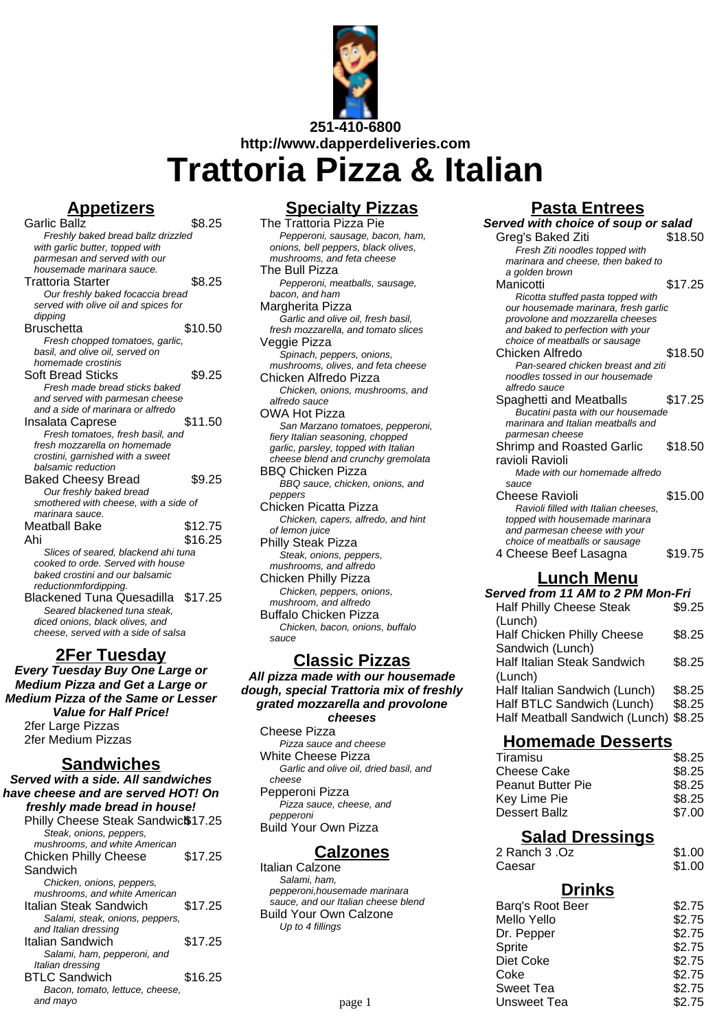**251-410-6800**
**http://www.dapperdeliveries.com**

# Trattoria Pizza & Italian

## Appetizers

Garlic Ballz — $8.25
*Freshly baked bread ballz drizzled with garlic butter, topped with parmesan and served with our housemade marinara sauce.*

Trattoria Starter — $8.25
*Our freshly baked focaccia bread served with olive oil and spices for dipping*

Bruschetta — $10.50
*Fresh chopped tomatoes, garlic, basil, and olive oil, served on homemade crostinis*

Soft Bread Sticks — $9.25
*Fresh made bread sticks baked and served with parmesan cheese and a side of marinara or alfredo*

Insalata Caprese — $11.50
*Fresh tomatoes, fresh basil, and fresh mozzarella on homemade crostini, garnished with a sweet balsamic reduction*

Baked Cheesy Bread — $9.25
*Our freshly baked bread smothered with cheese, with a side of marinara sauce.*

Meatball Bake — $12.75

Ahi — $16.25
*Slices of seared, blackend ahi tuna cooked to orde. Served with house baked crostini and our balsamic reductionmfordipping.*

Blackened Tuna Quesadilla — $17.25
*Seared blackened tuna steak, diced onions, black olives, and cheese, served with a side of salsa*

## 2Fer Tuesday

**Every Tuesday Buy One Large or Medium Pizza and Get a Large or Medium Pizza of the Same or Lesser Value for Half Price!**

2fer Large Pizzas
2fer Medium Pizzas

## Sandwiches

**Served with a side. All sandwiches have cheese and are served HOT! On freshly made bread in house!**

Philly Cheese Steak Sandwich — $17.25
*Steak, onions, peppers, mushrooms, and white American*

Chicken Philly Cheese Sandwich — $17.25
*Chicken, onions, peppers, mushrooms, and white American*

Italian Steak Sandwich — $17.25
*Salami, steak, onions, peppers, and Italian dressing*

Italian Sandwich — $17.25
*Salami, ham, pepperoni, and Italian dressing*

BTLC Sandwich — $16.25
*Bacon, tomato, lettuce, cheese, and mayo*

## Specialty Pizzas

The Trattoria Pizza Pie
*Pepperoni, sausage, bacon, ham, onions, bell peppers, black olives, mushrooms, and feta cheese*

The Bull Pizza
*Pepperoni, meatballs, sausage, bacon, and ham*

Margherita Pizza
*Garlic and olive oil, fresh basil, fresh mozzarella, and tomato slices*

Veggie Pizza
*Spinach, peppers, onions, mushrooms, olives, and feta cheese*

Chicken Alfredo Pizza
*Chicken, onions, mushrooms, and alfredo sauce*

OWA Hot Pizza
*San Marzano tomatoes, pepperoni, fiery Italian seasoning, chopped garlic, parsley, topped with Italian cheese blend and crunchy gremolata*

BBQ Chicken Pizza
*BBQ sauce, chicken, onions, and peppers*

Chicken Picatta Pizza
*Chicken, capers, alfredo, and hint of lemon juice*

Philly Steak Pizza
*Steak, onions, peppers, mushrooms, and alfredo*

Chicken Philly Pizza
*Chicken, peppers, onions, mushroom, and alfredo*

Buffalo Chicken Pizza
*Chicken, bacon, onions, buffalo sauce*

## Classic Pizzas

**All pizza made with our housemade dough, special Trattoria mix of freshly grated mozzarella and provolone cheeses**

Cheese Pizza
*Pizza sauce and cheese*

White Cheese Pizza
*Garlic and olive oil, dried basil, and cheese*

Pepperoni Pizza
*Pizza sauce, cheese, and pepperoni*

Build Your Own Pizza

## Calzones

Italian Calzone
*Salami, ham, pepperoni,housemade marinara sauce, and our Italian cheese blend*

Build Your Own Calzone
*Up to 4 fillings*

## Pasta Entrees

**Served with choice of soup or salad**

Greg's Baked Ziti — $18.50
*Fresh Ziti noodles topped with marinara and cheese, then baked to a golden brown*

Manicotti — $17.25
*Ricotta stuffed pasta topped with our housemade marinara, fresh garlic provolone and mozzarella cheeses and baked to perfection with your choice of meatballs or sausage*

Chicken Alfredo — $18.50
*Pan-seared chicken breast and ziti noodles tossed in our housemade alfredo sauce*

Spaghetti and Meatballs — $17.25
*Bucatini pasta with our housemade marinara and Italian meatballs and parmesan cheese*

Shrimp and Roasted Garlic ravioli Ravioli — $18.50
*Made with our homemade alfredo sauce*

Cheese Ravioli — $15.00
*Ravioli filled with Italian cheeses, topped with housemade marinara and parmesan cheese with your choice of meatballs or sausage*

4 Cheese Beef Lasagna — $19.75

## Lunch Menu

**Served from 11 AM to 2 PM Mon-Fri**

| Item | Price |
|---|---|
| Half Philly Cheese Steak (Lunch) | $9.25 |
| Half Chicken Philly Cheese Sandwich (Lunch) | $8.25 |
| Half Italian Steak Sandwich (Lunch) | $8.25 |
| Half Italian Sandwich (Lunch) | $8.25 |
| Half BTLC Sandwich (Lunch) | $8.25 |
| Half Meatball Sandwich (Lunch) | $8.25 |

## Homemade Desserts

| Item | Price |
|---|---|
| Tiramisu | $8.25 |
| Cheese Cake | $8.25 |
| Peanut Butter Pie | $8.25 |
| Key Lime Pie | $8.25 |
| Dessert Ballz | $7.00 |

## Salad Dressings

| Item | Price |
|---|---|
| 2 Ranch 3 .Oz | $1.00 |
| Caesar | $1.00 |

## Drinks

| Item | Price |
|---|---|
| Barq's Root Beer | $2.75 |
| Mello Yello | $2.75 |
| Dr. Pepper | $2.75 |
| Sprite | $2.75 |
| Diet Coke | $2.75 |
| Coke | $2.75 |
| Sweet Tea | $2.75 |
| Unsweet Tea | $2.75 |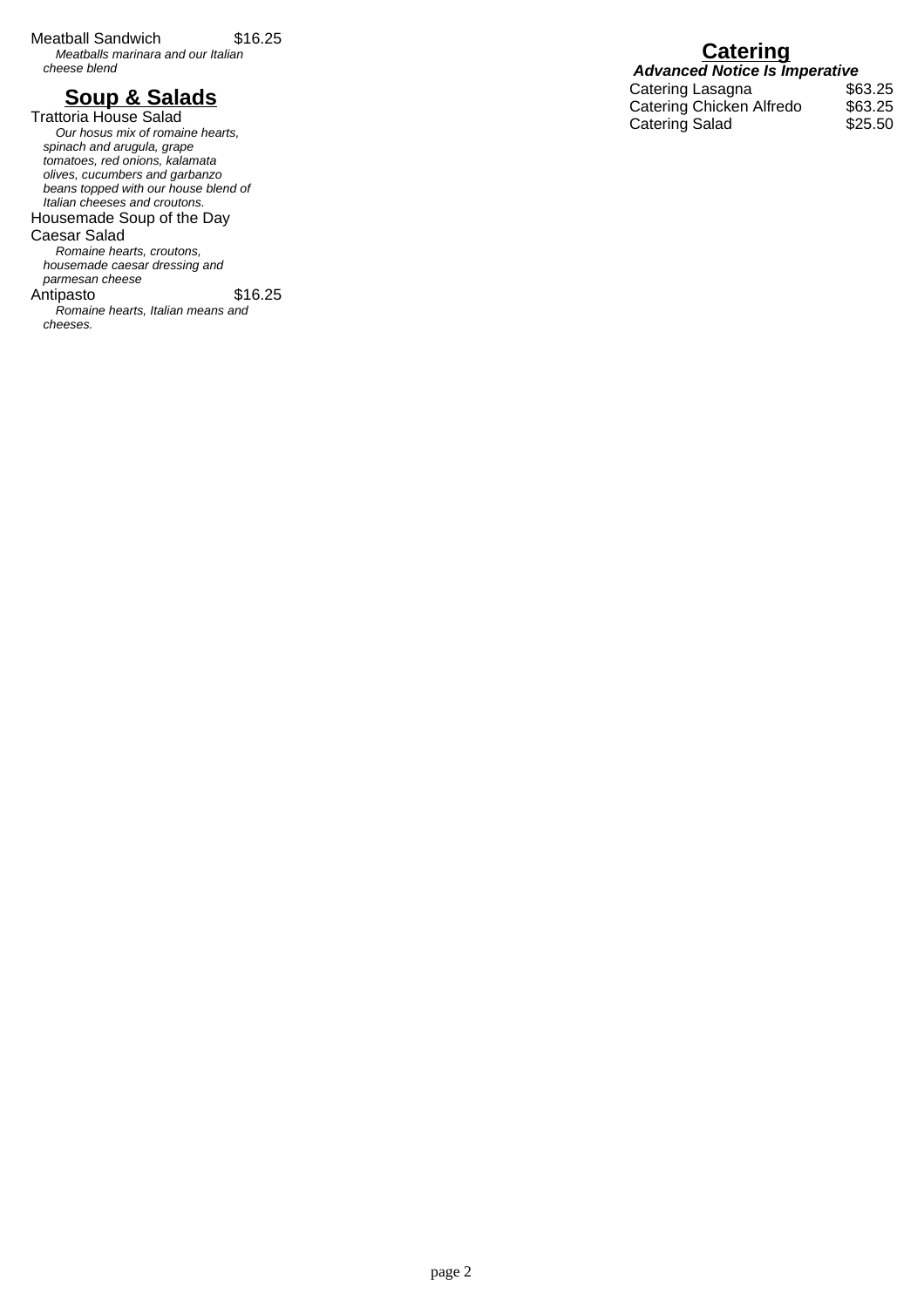Meatball Sandwich $16.25

*Meatballs marinara and our Italian cheese blend*

## Soup & Salads

Trattoria House Salad

*Our hosus mix of romaine hearts, spinach and arugula, grape tomatoes, red onions, kalamata olives, cucumbers and garbanzo beans topped with our house blend of Italian cheeses and croutons.*

Housemade Soup of the Day

Caesar Salad

*Romaine hearts, croutons, housemade caesar dressing and parmesan cheese*

Antipasto $16.25

*Romaine hearts, Italian means and cheeses.*

## Catering

***Advanced Notice Is Imperative***

| | |
|---|---|
| Catering Lasagna | $63.25 |
| Catering Chicken Alfredo | $63.25 |
| Catering Salad | $25.50 |